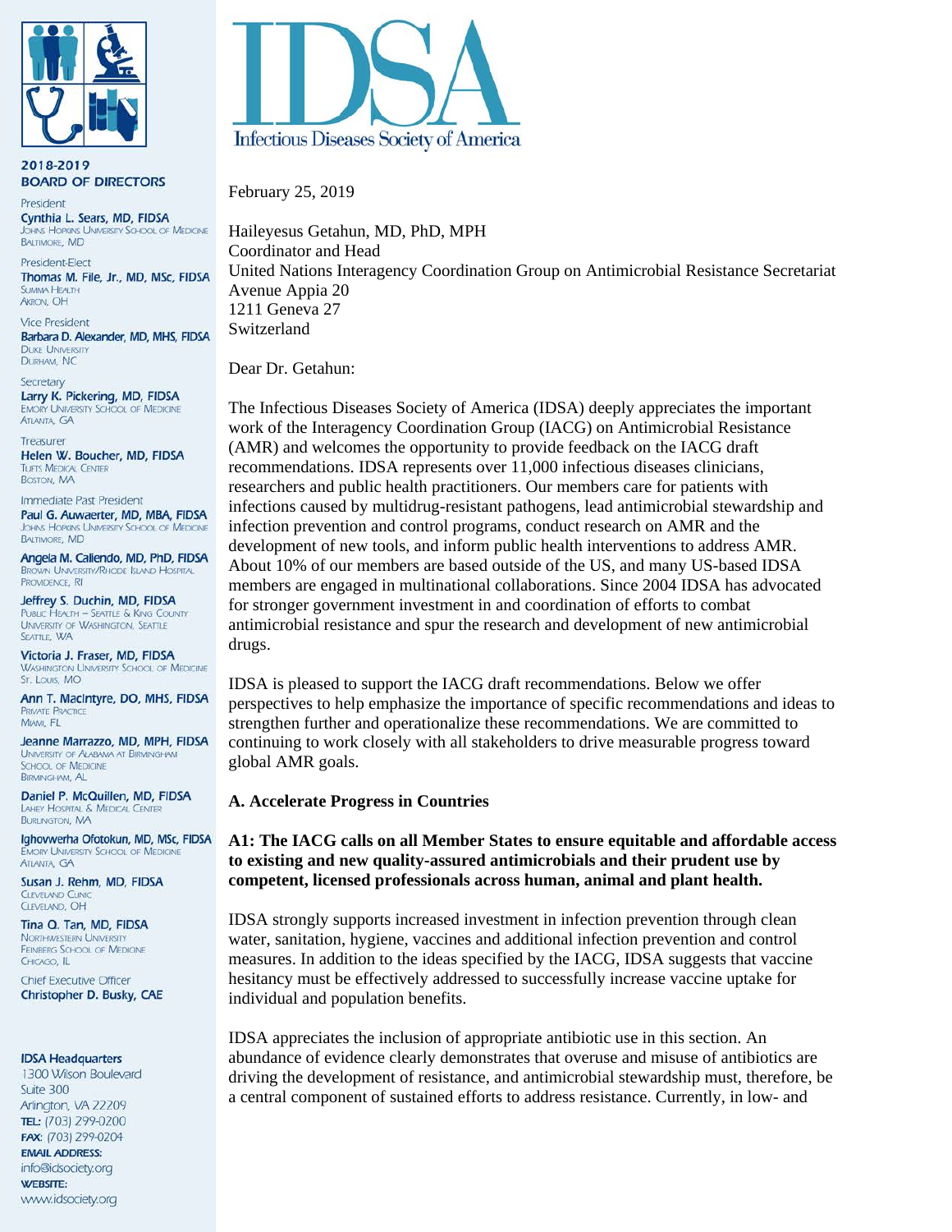# IDSA

Infectious Diseases Society of America

**2018-2019**
**BOARD OF DIRECTORS**

President
**Cynthia L. Sears, MD, FIDSA**
Johns Hopkins University School of Medicine
Baltimore, MD

President-Elect
**Thomas M. File, Jr., MD, MSc, FIDSA**
Summa Health
Akron, OH

Vice President
**Barbara D. Alexander, MD, MHS, FIDSA**
Duke University
Durham, NC

Secretary
**Larry K. Pickering, MD, FIDSA**
Emory University School of Medicine
Atlanta, GA

Treasurer
**Helen W. Boucher, MD, FIDSA**
Tufts Medical Center
Boston, MA

Immediate Past President
**Paul G. Auwaerter, MD, MBA, FIDSA**
Johns Hopkins University School of Medicine
Baltimore, MD

**Angela M. Caliendo, MD, PhD, FIDSA**
Brown University/Rhode Island Hospital
Providence, RI

**Jeffrey S. Duchin, MD, FIDSA**
Public Health – Seattle & King County
University of Washington, Seattle
Seattle, WA

**Victoria J. Fraser, MD, FIDSA**
Washington University School of Medicine
St. Louis, MO

**Ann T. MacIntyre, DO, MHS, FIDSA**
Private Practice
Miami, FL

**Jeanne Marrazzo, MD, MPH, FIDSA**
University of Alabama at Birmingham
School of Medicine
Birmingham, AL

**Daniel P. McQuillen, MD, FIDSA**
Lahey Hospital & Medical Center
Burlington, MA

**Ighovwerha Ofotokun, MD, MSc, FIDSA**
Emory University School of Medicine
Atlanta, GA

**Susan J. Rehm, MD, FIDSA**
Cleveland Clinic
Cleveland, OH

**Tina Q. Tan, MD, FIDSA**
Northwestern University
Feinberg School of Medicine
Chicago, IL

Chief Executive Officer
**Christopher D. Busky, CAE**

**IDSA Headquarters**
1300 Wilson Boulevard
Suite 300
Arlington, VA 22209
**TEL:** (703) 299-0200
**FAX:** (703) 299-0204
**EMAIL ADDRESS:**
info@idsociety.org
**WEBSITE:**
www.idsociety.org

February 25, 2019

Haileyesus Getahun, MD, PhD, MPH
Coordinator and Head
United Nations Interagency Coordination Group on Antimicrobial Resistance Secretariat
Avenue Appia 20
1211 Geneva 27
Switzerland

Dear Dr. Getahun:

The Infectious Diseases Society of America (IDSA) deeply appreciates the important work of the Interagency Coordination Group (IACG) on Antimicrobial Resistance (AMR) and welcomes the opportunity to provide feedback on the IACG draft recommendations. IDSA represents over 11,000 infectious diseases clinicians, researchers and public health practitioners. Our members care for patients with infections caused by multidrug-resistant pathogens, lead antimicrobial stewardship and infection prevention and control programs, conduct research on AMR and the development of new tools, and inform public health interventions to address AMR. About 10% of our members are based outside of the US, and many US-based IDSA members are engaged in multinational collaborations. Since 2004 IDSA has advocated for stronger government investment in and coordination of efforts to combat antimicrobial resistance and spur the research and development of new antimicrobial drugs.

IDSA is pleased to support the IACG draft recommendations. Below we offer perspectives to help emphasize the importance of specific recommendations and ideas to strengthen further and operationalize these recommendations. We are committed to continuing to work closely with all stakeholders to drive measurable progress toward global AMR goals.

## A. Accelerate Progress in Countries

**A1: The IACG calls on all Member States to ensure equitable and affordable access to existing and new quality-assured antimicrobials and their prudent use by competent, licensed professionals across human, animal and plant health.**

IDSA strongly supports increased investment in infection prevention through clean water, sanitation, hygiene, vaccines and additional infection prevention and control measures. In addition to the ideas specified by the IACG, IDSA suggests that vaccine hesitancy must be effectively addressed to successfully increase vaccine uptake for individual and population benefits.

IDSA appreciates the inclusion of appropriate antibiotic use in this section. An abundance of evidence clearly demonstrates that overuse and misuse of antibiotics are driving the development of resistance, and antimicrobial stewardship must, therefore, be a central component of sustained efforts to address resistance. Currently, in low- and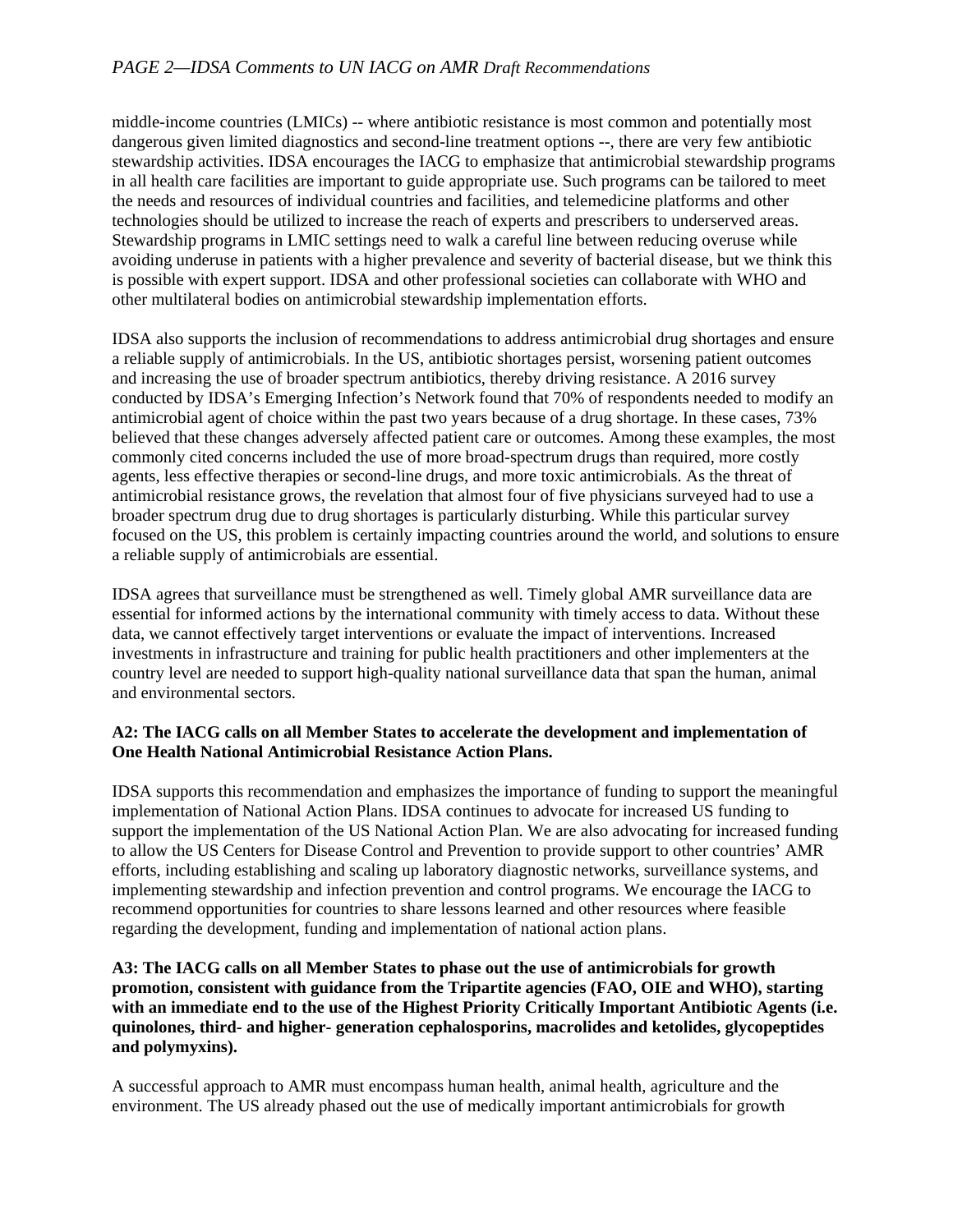middle-income countries (LMICs) -- where antibiotic resistance is most common and potentially most dangerous given limited diagnostics and second-line treatment options --, there are very few antibiotic stewardship activities. IDSA encourages the IACG to emphasize that antimicrobial stewardship programs in all health care facilities are important to guide appropriate use. Such programs can be tailored to meet the needs and resources of individual countries and facilities, and telemedicine platforms and other technologies should be utilized to increase the reach of experts and prescribers to underserved areas. Stewardship programs in LMIC settings need to walk a careful line between reducing overuse while avoiding underuse in patients with a higher prevalence and severity of bacterial disease, but we think this is possible with expert support. IDSA and other professional societies can collaborate with WHO and other multilateral bodies on antimicrobial stewardship implementation efforts.

IDSA also supports the inclusion of recommendations to address antimicrobial drug shortages and ensure a reliable supply of antimicrobials. In the US, antibiotic shortages persist, worsening patient outcomes and increasing the use of broader spectrum antibiotics, thereby driving resistance. A 2016 survey conducted by IDSA's Emerging Infection's Network found that 70% of respondents needed to modify an antimicrobial agent of choice within the past two years because of a drug shortage. In these cases, 73% believed that these changes adversely affected patient care or outcomes. Among these examples, the most commonly cited concerns included the use of more broad-spectrum drugs than required, more costly agents, less effective therapies or second-line drugs, and more toxic antimicrobials. As the threat of antimicrobial resistance grows, the revelation that almost four of five physicians surveyed had to use a broader spectrum drug due to drug shortages is particularly disturbing. While this particular survey focused on the US, this problem is certainly impacting countries around the world, and solutions to ensure a reliable supply of antimicrobials are essential.

IDSA agrees that surveillance must be strengthened as well. Timely global AMR surveillance data are essential for informed actions by the international community with timely access to data. Without these data, we cannot effectively target interventions or evaluate the impact of interventions. Increased investments in infrastructure and training for public health practitioners and other implementers at the country level are needed to support high-quality national surveillance data that span the human, animal and environmental sectors.

**A2: The IACG calls on all Member States to accelerate the development and implementation of One Health National Antimicrobial Resistance Action Plans.**

IDSA supports this recommendation and emphasizes the importance of funding to support the meaningful implementation of National Action Plans. IDSA continues to advocate for increased US funding to support the implementation of the US National Action Plan. We are also advocating for increased funding to allow the US Centers for Disease Control and Prevention to provide support to other countries' AMR efforts, including establishing and scaling up laboratory diagnostic networks, surveillance systems, and implementing stewardship and infection prevention and control programs. We encourage the IACG to recommend opportunities for countries to share lessons learned and other resources where feasible regarding the development, funding and implementation of national action plans.

**A3: The IACG calls on all Member States to phase out the use of antimicrobials for growth promotion, consistent with guidance from the Tripartite agencies (FAO, OIE and WHO), starting with an immediate end to the use of the Highest Priority Critically Important Antibiotic Agents (i.e. quinolones, third- and higher- generation cephalosporins, macrolides and ketolides, glycopeptides and polymyxins).**

A successful approach to AMR must encompass human health, animal health, agriculture and the environment. The US already phased out the use of medically important antimicrobials for growth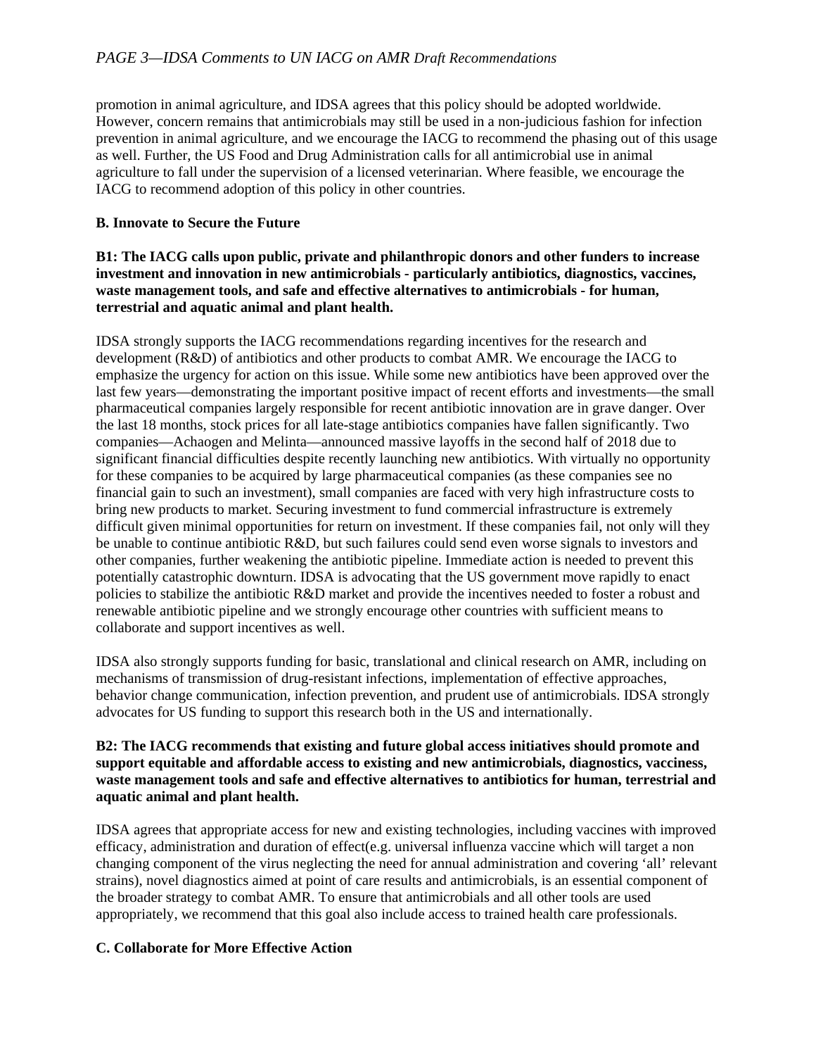promotion in animal agriculture, and IDSA agrees that this policy should be adopted worldwide. However, concern remains that antimicrobials may still be used in a non-judicious fashion for infection prevention in animal agriculture, and we encourage the IACG to recommend the phasing out of this usage as well. Further, the US Food and Drug Administration calls for all antimicrobial use in animal agriculture to fall under the supervision of a licensed veterinarian. Where feasible, we encourage the IACG to recommend adoption of this policy in other countries.

### B. Innovate to Secure the Future

**B1: The IACG calls upon public, private and philanthropic donors and other funders to increase investment and innovation in new antimicrobials - particularly antibiotics, diagnostics, vaccines, waste management tools, and safe and effective alternatives to antimicrobials - for human, terrestrial and aquatic animal and plant health.**

IDSA strongly supports the IACG recommendations regarding incentives for the research and development (R&D) of antibiotics and other products to combat AMR. We encourage the IACG to emphasize the urgency for action on this issue. While some new antibiotics have been approved over the last few years—demonstrating the important positive impact of recent efforts and investments—the small pharmaceutical companies largely responsible for recent antibiotic innovation are in grave danger. Over the last 18 months, stock prices for all late-stage antibiotics companies have fallen significantly. Two companies—Achaogen and Melinta—announced massive layoffs in the second half of 2018 due to significant financial difficulties despite recently launching new antibiotics. With virtually no opportunity for these companies to be acquired by large pharmaceutical companies (as these companies see no financial gain to such an investment), small companies are faced with very high infrastructure costs to bring new products to market. Securing investment to fund commercial infrastructure is extremely difficult given minimal opportunities for return on investment. If these companies fail, not only will they be unable to continue antibiotic R&D, but such failures could send even worse signals to investors and other companies, further weakening the antibiotic pipeline. Immediate action is needed to prevent this potentially catastrophic downturn. IDSA is advocating that the US government move rapidly to enact policies to stabilize the antibiotic R&D market and provide the incentives needed to foster a robust and renewable antibiotic pipeline and we strongly encourage other countries with sufficient means to collaborate and support incentives as well.

IDSA also strongly supports funding for basic, translational and clinical research on AMR, including on mechanisms of transmission of drug-resistant infections, implementation of effective approaches, behavior change communication, infection prevention, and prudent use of antimicrobials. IDSA strongly advocates for US funding to support this research both in the US and internationally.

**B2: The IACG recommends that existing and future global access initiatives should promote and support equitable and affordable access to existing and new antimicrobials, diagnostics, vacciness, waste management tools and safe and effective alternatives to antibiotics for human, terrestrial and aquatic animal and plant health.**

IDSA agrees that appropriate access for new and existing technologies, including vaccines with improved efficacy, administration and duration of effect(e.g. universal influenza vaccine which will target a non changing component of the virus neglecting the need for annual administration and covering 'all' relevant strains), novel diagnostics aimed at point of care results and antimicrobials, is an essential component of the broader strategy to combat AMR. To ensure that antimicrobials and all other tools are used appropriately, we recommend that this goal also include access to trained health care professionals.

### C. Collaborate for More Effective Action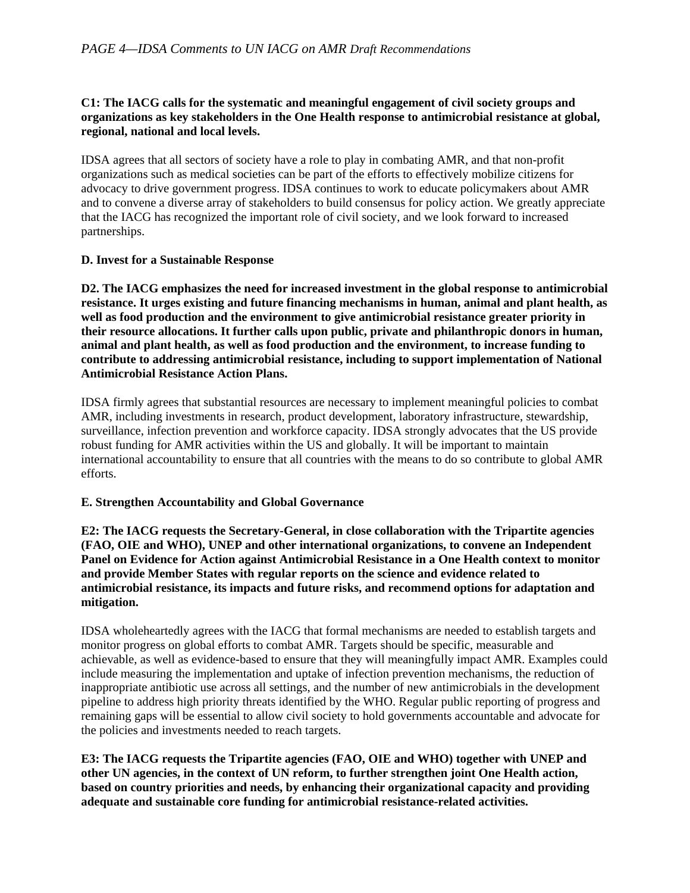**C1: The IACG calls for the systematic and meaningful engagement of civil society groups and organizations as key stakeholders in the One Health response to antimicrobial resistance at global, regional, national and local levels.**

IDSA agrees that all sectors of society have a role to play in combating AMR, and that non-profit organizations such as medical societies can be part of the efforts to effectively mobilize citizens for advocacy to drive government progress. IDSA continues to work to educate policymakers about AMR and to convene a diverse array of stakeholders to build consensus for policy action. We greatly appreciate that the IACG has recognized the important role of civil society, and we look forward to increased partnerships.

**D. Invest for a Sustainable Response**

**D2. The IACG emphasizes the need for increased investment in the global response to antimicrobial resistance. It urges existing and future financing mechanisms in human, animal and plant health, as well as food production and the environment to give antimicrobial resistance greater priority in their resource allocations. It further calls upon public, private and philanthropic donors in human, animal and plant health, as well as food production and the environment, to increase funding to contribute to addressing antimicrobial resistance, including to support implementation of National Antimicrobial Resistance Action Plans.**

IDSA firmly agrees that substantial resources are necessary to implement meaningful policies to combat AMR, including investments in research, product development, laboratory infrastructure, stewardship, surveillance, infection prevention and workforce capacity. IDSA strongly advocates that the US provide robust funding for AMR activities within the US and globally. It will be important to maintain international accountability to ensure that all countries with the means to do so contribute to global AMR efforts.

**E. Strengthen Accountability and Global Governance**

**E2: The IACG requests the Secretary-General, in close collaboration with the Tripartite agencies (FAO, OIE and WHO), UNEP and other international organizations, to convene an Independent Panel on Evidence for Action against Antimicrobial Resistance in a One Health context to monitor and provide Member States with regular reports on the science and evidence related to antimicrobial resistance, its impacts and future risks, and recommend options for adaptation and mitigation.**

IDSA wholeheartedly agrees with the IACG that formal mechanisms are needed to establish targets and monitor progress on global efforts to combat AMR. Targets should be specific, measurable and achievable, as well as evidence-based to ensure that they will meaningfully impact AMR. Examples could include measuring the implementation and uptake of infection prevention mechanisms, the reduction of inappropriate antibiotic use across all settings, and the number of new antimicrobials in the development pipeline to address high priority threats identified by the WHO. Regular public reporting of progress and remaining gaps will be essential to allow civil society to hold governments accountable and advocate for the policies and investments needed to reach targets.

**E3: The IACG requests the Tripartite agencies (FAO, OIE and WHO) together with UNEP and other UN agencies, in the context of UN reform, to further strengthen joint One Health action, based on country priorities and needs, by enhancing their organizational capacity and providing adequate and sustainable core funding for antimicrobial resistance-related activities.**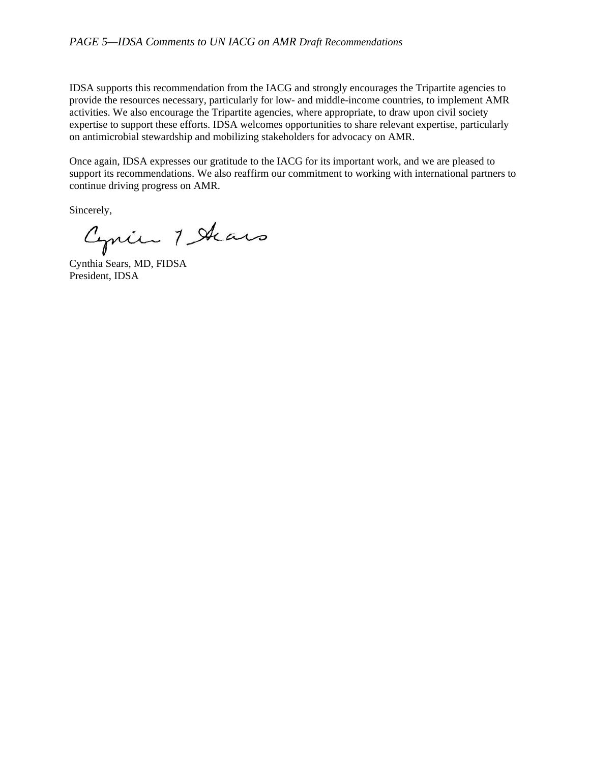IDSA supports this recommendation from the IACG and strongly encourages the Tripartite agencies to provide the resources necessary, particularly for low- and middle-income countries, to implement AMR activities. We also encourage the Tripartite agencies, where appropriate, to draw upon civil society expertise to support these efforts. IDSA welcomes opportunities to share relevant expertise, particularly on antimicrobial stewardship and mobilizing stakeholders for advocacy on AMR.

Once again, IDSA expresses our gratitude to the IACG for its important work, and we are pleased to support its recommendations. We also reaffirm our commitment to working with international partners to continue driving progress on AMR.

Sincerely,

Cynthia Sears, MD, FIDSA
President, IDSA